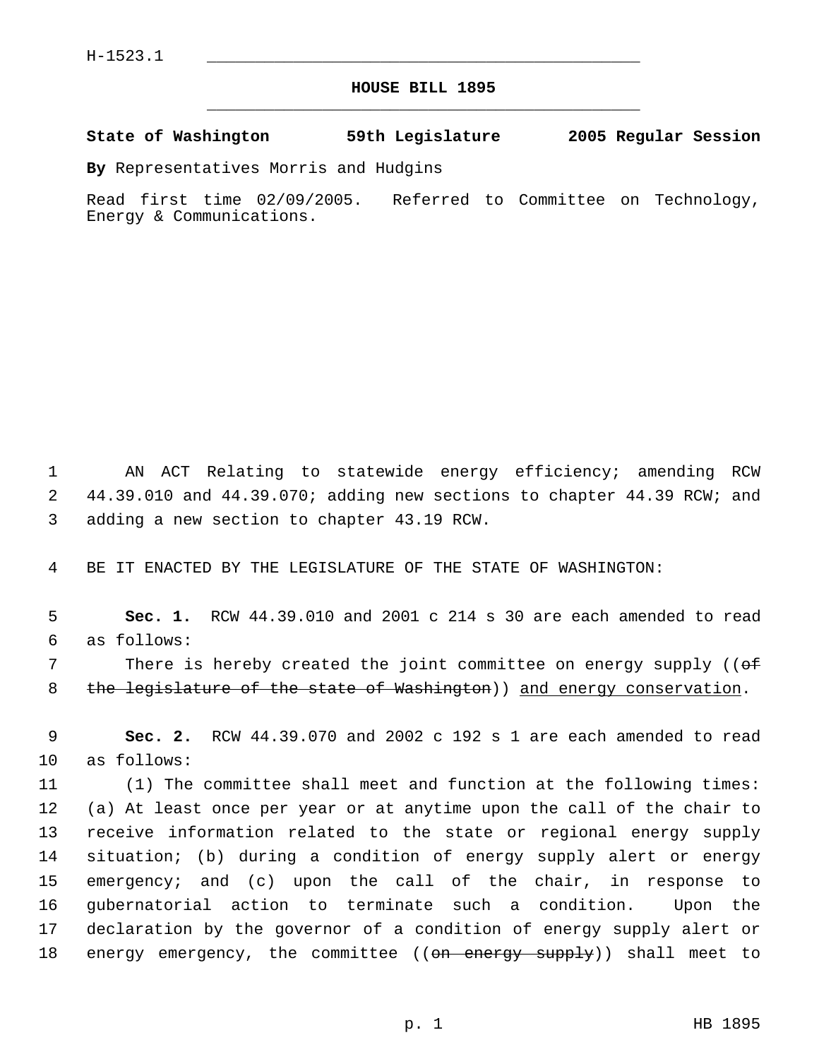H-1523.1

# HOUSE BILL 1895

**State of Washington 59th Legislature 2005 Regular Session**

**By** Representatives Morris and Hudgins

Read first time 02/09/2005. Referred to Committee on Technology, Energy & Communications.

AN ACT Relating to statewide energy efficiency; amending RCW 44.39.010 and 44.39.070; adding new sections to chapter 44.39 RCW; and adding a new section to chapter 43.19 RCW.

BE IT ENACTED BY THE LEGISLATURE OF THE STATE OF WASHINGTON:

**Sec. 1.** RCW 44.39.010 and 2001 c 214 s 30 are each amended to read as follows:

There is hereby created the joint committee on energy supply ((~~of the legislature of the state of Washington~~)) <u>and energy conservation</u>.

**Sec. 2.** RCW 44.39.070 and 2002 c 192 s 1 are each amended to read as follows:

(1) The committee shall meet and function at the following times: (a) At least once per year or at anytime upon the call of the chair to receive information related to the state or regional energy supply situation; (b) during a condition of energy supply alert or energy emergency; and (c) upon the call of the chair, in response to gubernatorial action to terminate such a condition. Upon the declaration by the governor of a condition of energy supply alert or energy emergency, the committee ((~~on energy supply~~)) shall meet to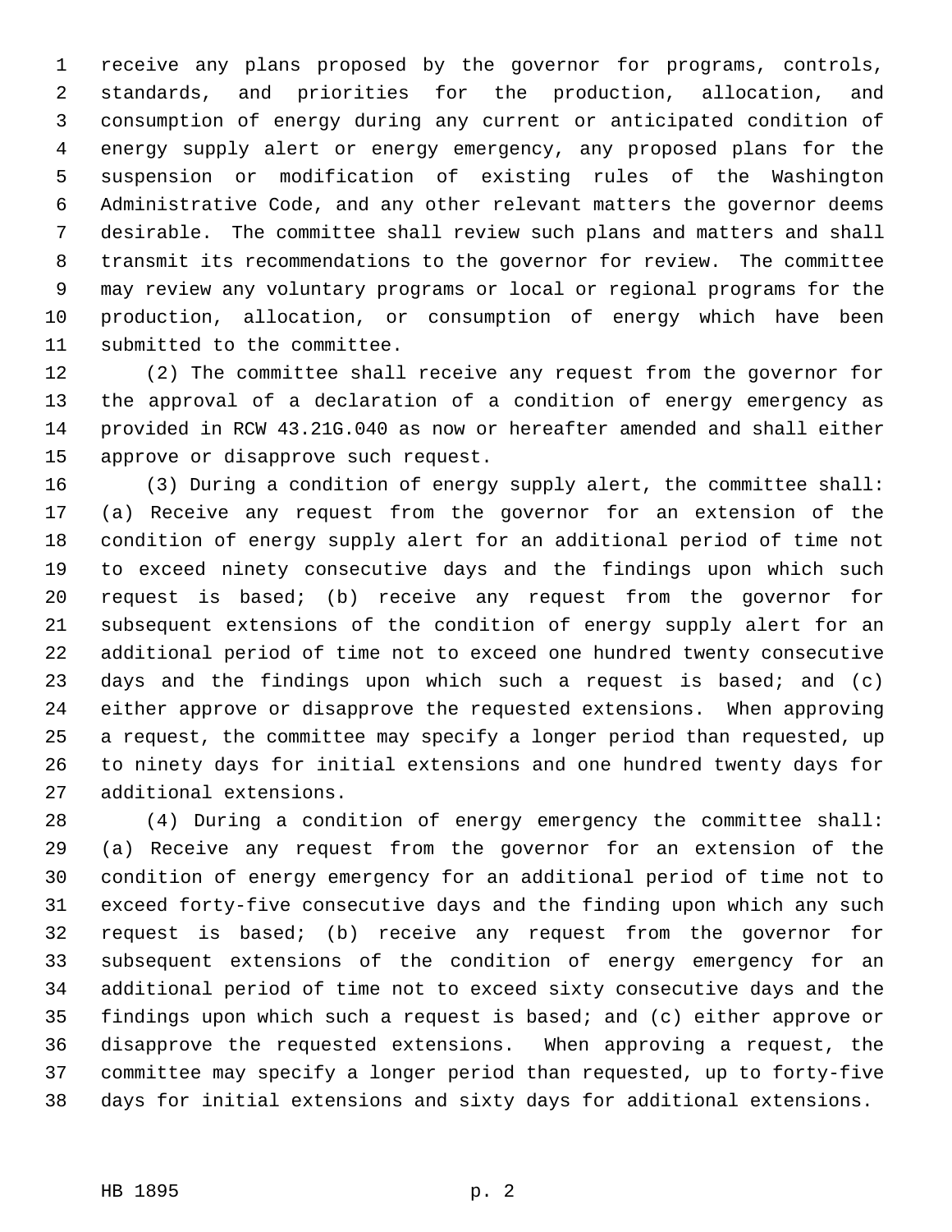receive any plans proposed by the governor for programs, controls, standards, and priorities for the production, allocation, and consumption of energy during any current or anticipated condition of energy supply alert or energy emergency, any proposed plans for the suspension or modification of existing rules of the Washington Administrative Code, and any other relevant matters the governor deems desirable. The committee shall review such plans and matters and shall transmit its recommendations to the governor for review. The committee may review any voluntary programs or local or regional programs for the production, allocation, or consumption of energy which have been submitted to the committee.

(2) The committee shall receive any request from the governor for the approval of a declaration of a condition of energy emergency as provided in RCW 43.21G.040 as now or hereafter amended and shall either approve or disapprove such request.

(3) During a condition of energy supply alert, the committee shall: (a) Receive any request from the governor for an extension of the condition of energy supply alert for an additional period of time not to exceed ninety consecutive days and the findings upon which such request is based; (b) receive any request from the governor for subsequent extensions of the condition of energy supply alert for an additional period of time not to exceed one hundred twenty consecutive days and the findings upon which such a request is based; and (c) either approve or disapprove the requested extensions. When approving a request, the committee may specify a longer period than requested, up to ninety days for initial extensions and one hundred twenty days for additional extensions.

(4) During a condition of energy emergency the committee shall: (a) Receive any request from the governor for an extension of the condition of energy emergency for an additional period of time not to exceed forty-five consecutive days and the finding upon which any such request is based; (b) receive any request from the governor for subsequent extensions of the condition of energy emergency for an additional period of time not to exceed sixty consecutive days and the findings upon which such a request is based; and (c) either approve or disapprove the requested extensions. When approving a request, the committee may specify a longer period than requested, up to forty-five days for initial extensions and sixty days for additional extensions.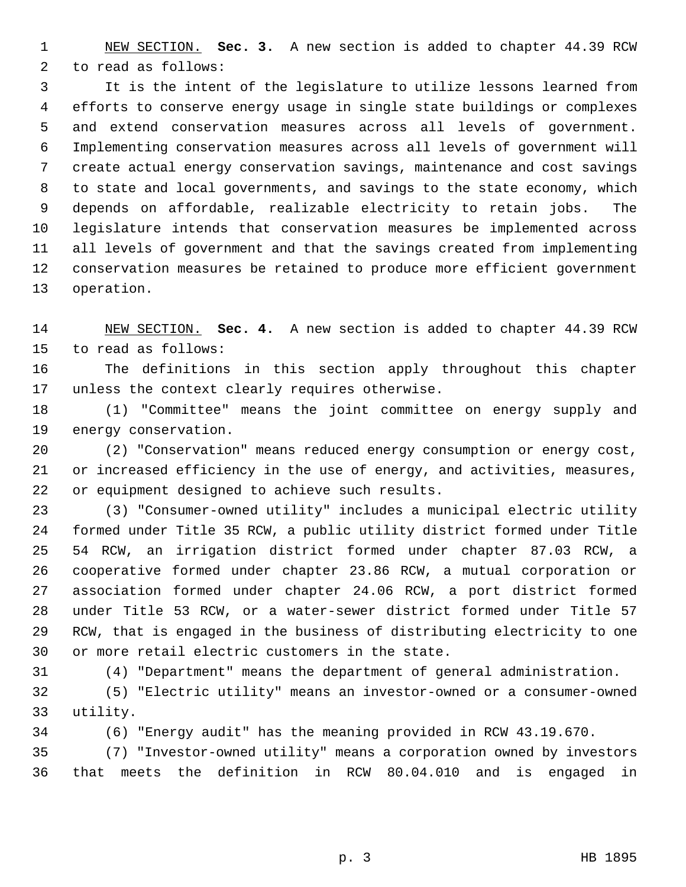NEW SECTION. **Sec. 3.** A new section is added to chapter 44.39 RCW to read as follows:

It is the intent of the legislature to utilize lessons learned from efforts to conserve energy usage in single state buildings or complexes and extend conservation measures across all levels of government. Implementing conservation measures across all levels of government will create actual energy conservation savings, maintenance and cost savings to state and local governments, and savings to the state economy, which depends on affordable, realizable electricity to retain jobs. The legislature intends that conservation measures be implemented across all levels of government and that the savings created from implementing conservation measures be retained to produce more efficient government operation.

NEW SECTION. **Sec. 4.** A new section is added to chapter 44.39 RCW to read as follows:

The definitions in this section apply throughout this chapter unless the context clearly requires otherwise.

(1) "Committee" means the joint committee on energy supply and energy conservation.

(2) "Conservation" means reduced energy consumption or energy cost, or increased efficiency in the use of energy, and activities, measures, or equipment designed to achieve such results.

(3) "Consumer-owned utility" includes a municipal electric utility formed under Title 35 RCW, a public utility district formed under Title 54 RCW, an irrigation district formed under chapter 87.03 RCW, a cooperative formed under chapter 23.86 RCW, a mutual corporation or association formed under chapter 24.06 RCW, a port district formed under Title 53 RCW, or a water-sewer district formed under Title 57 RCW, that is engaged in the business of distributing electricity to one or more retail electric customers in the state.

(4) "Department" means the department of general administration.

(5) "Electric utility" means an investor-owned or a consumer-owned utility.

(6) "Energy audit" has the meaning provided in RCW 43.19.670.

(7) "Investor-owned utility" means a corporation owned by investors that meets the definition in RCW 80.04.010 and is engaged in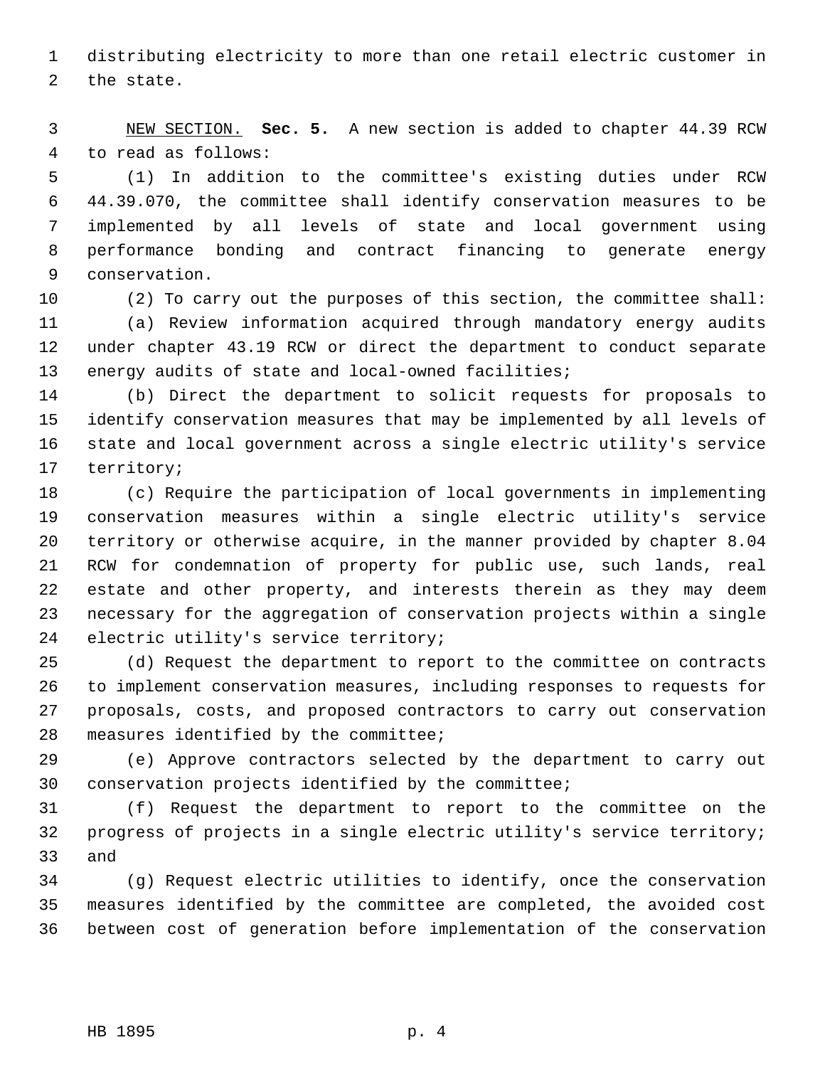distributing electricity to more than one retail electric customer in the state.

NEW SECTION. **Sec. 5.** A new section is added to chapter 44.39 RCW to read as follows:

(1) In addition to the committee's existing duties under RCW 44.39.070, the committee shall identify conservation measures to be implemented by all levels of state and local government using performance bonding and contract financing to generate energy conservation.

(2) To carry out the purposes of this section, the committee shall:

(a) Review information acquired through mandatory energy audits under chapter 43.19 RCW or direct the department to conduct separate energy audits of state and local-owned facilities;

(b) Direct the department to solicit requests for proposals to identify conservation measures that may be implemented by all levels of state and local government across a single electric utility's service territory;

(c) Require the participation of local governments in implementing conservation measures within a single electric utility's service territory or otherwise acquire, in the manner provided by chapter 8.04 RCW for condemnation of property for public use, such lands, real estate and other property, and interests therein as they may deem necessary for the aggregation of conservation projects within a single electric utility's service territory;

(d) Request the department to report to the committee on contracts to implement conservation measures, including responses to requests for proposals, costs, and proposed contractors to carry out conservation measures identified by the committee;

(e) Approve contractors selected by the department to carry out conservation projects identified by the committee;

(f) Request the department to report to the committee on the progress of projects in a single electric utility's service territory; and

(g) Request electric utilities to identify, once the conservation measures identified by the committee are completed, the avoided cost between cost of generation before implementation of the conservation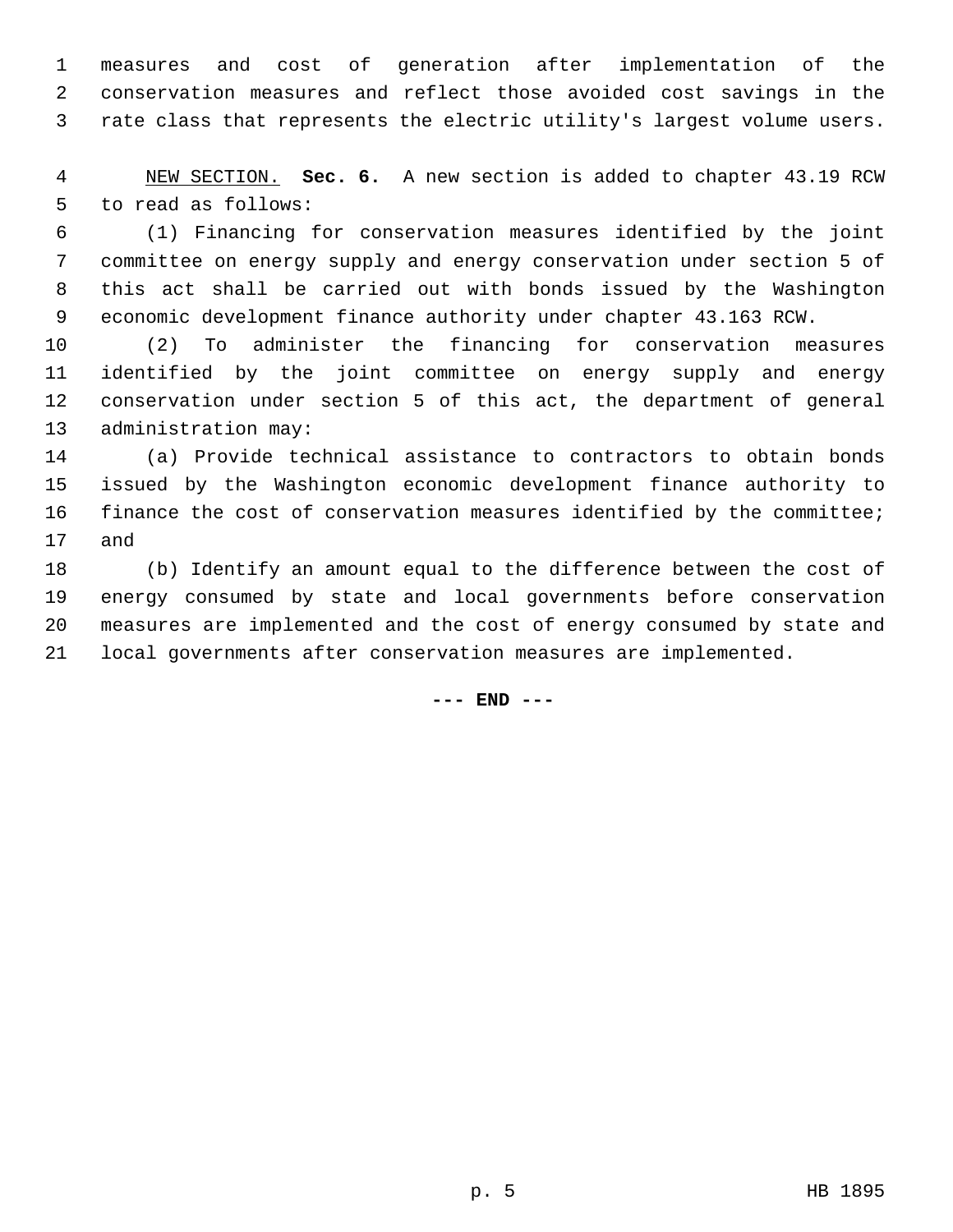measures and cost of generation after implementation of the conservation measures and reflect those avoided cost savings in the rate class that represents the electric utility's largest volume users.

NEW SECTION. **Sec. 6.** A new section is added to chapter 43.19 RCW to read as follows:

(1) Financing for conservation measures identified by the joint committee on energy supply and energy conservation under section 5 of this act shall be carried out with bonds issued by the Washington economic development finance authority under chapter 43.163 RCW.

(2) To administer the financing for conservation measures identified by the joint committee on energy supply and energy conservation under section 5 of this act, the department of general administration may:

(a) Provide technical assistance to contractors to obtain bonds issued by the Washington economic development finance authority to finance the cost of conservation measures identified by the committee; and

(b) Identify an amount equal to the difference between the cost of energy consumed by state and local governments before conservation measures are implemented and the cost of energy consumed by state and local governments after conservation measures are implemented.

**--- END ---**